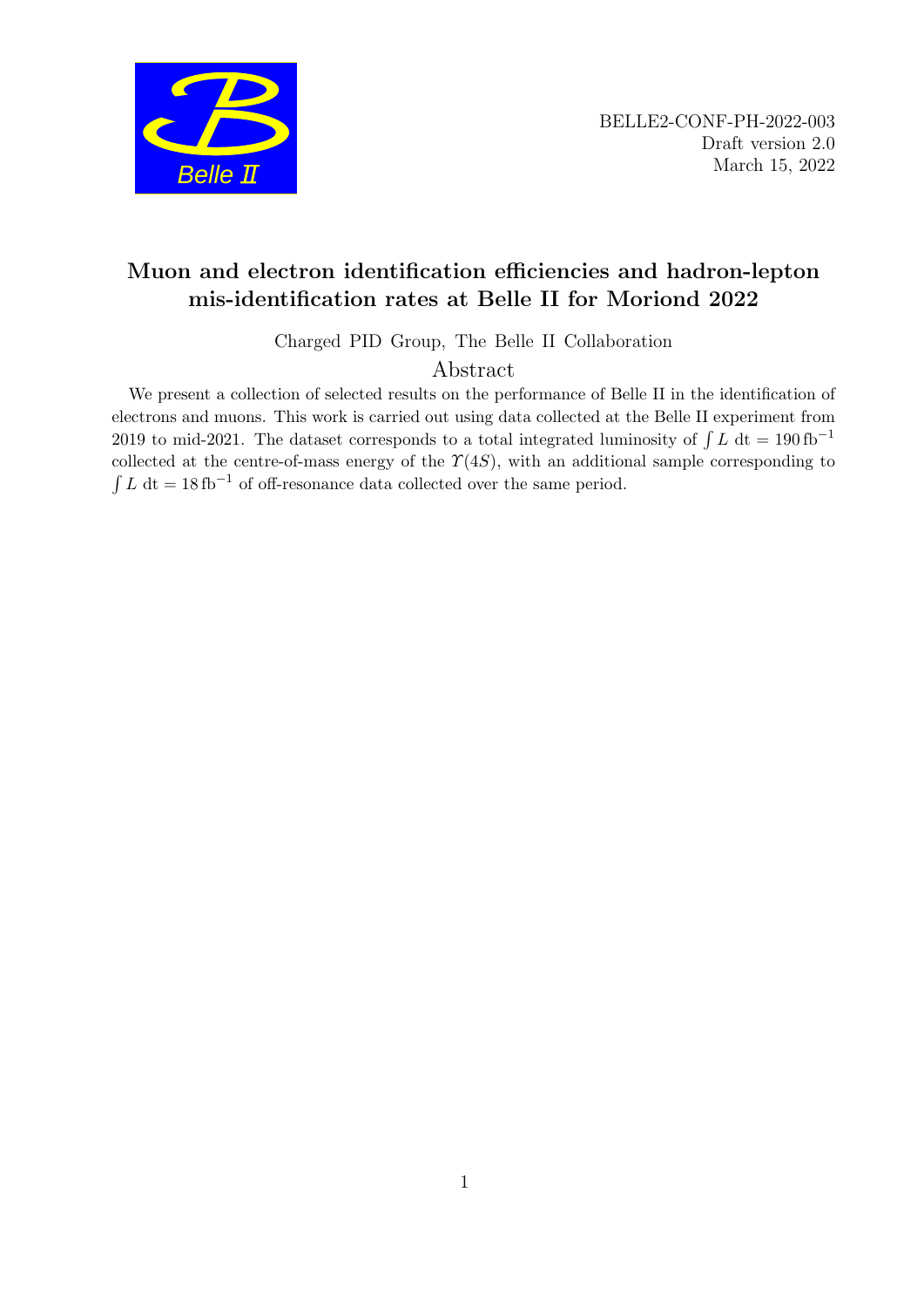BELLE2-CONF-PH-2022-003
Draft version 2.0
March 15, 2022

# Muon and electron identification efficiencies and hadron-lepton mis-identification rates at Belle II for Moriond 2022

Charged PID Group, The Belle II Collaboration

## Abstract

We present a collection of selected results on the performance of Belle II in the identification of electrons and muons. This work is carried out using data collected at the Belle II experiment from 2019 to mid-2021. The dataset corresponds to a total integrated luminosity of $\int L \ \mathrm{dt} = 190\,\mathrm{fb}^{-1}$ collected at the centre-of-mass energy of the $\Upsilon(4S)$, with an additional sample corresponding to $\int L \ \mathrm{dt} = 18\,\mathrm{fb}^{-1}$ of off-resonance data collected over the same period.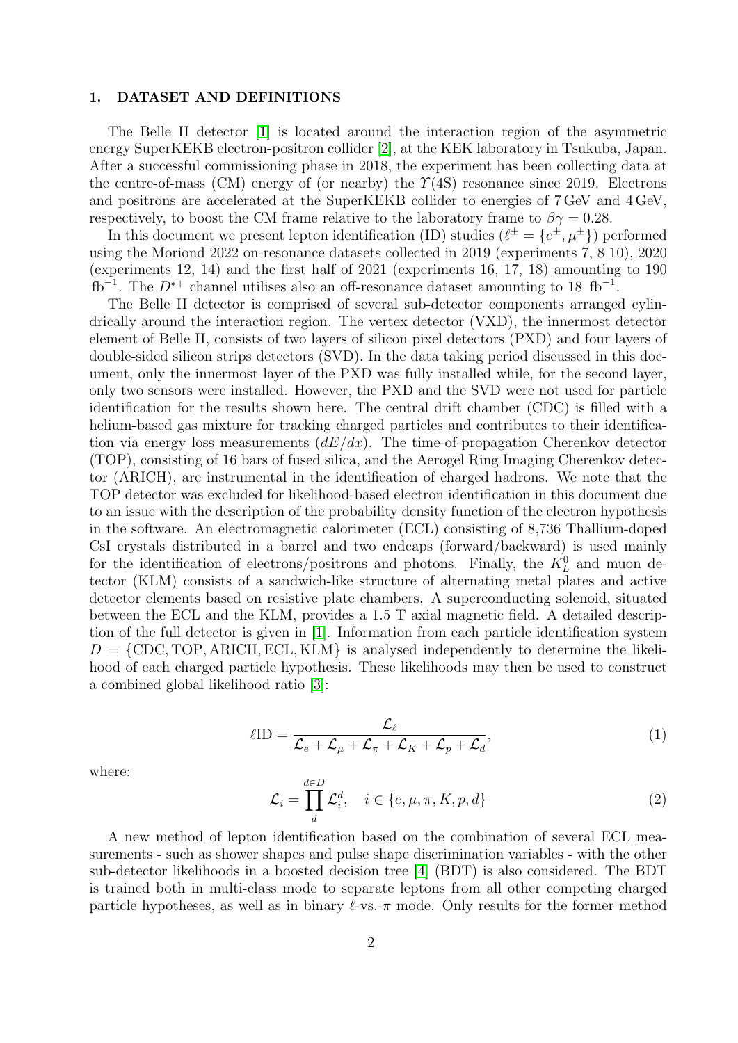## 1. DATASET AND DEFINITIONS

The Belle II detector [1] is located around the interaction region of the asymmetric energy SuperKEKB electron-positron collider [2], at the KEK laboratory in Tsukuba, Japan. After a successful commissioning phase in 2018, the experiment has been collecting data at the centre-of-mass (CM) energy of (or nearby) the $\Upsilon(4S)$ resonance since 2019. Electrons and positrons are accelerated at the SuperKEKB collider to energies of 7 GeV and 4 GeV, respectively, to boost the CM frame relative to the laboratory frame to $\beta\gamma = 0.28$.

In this document we present lepton identification (ID) studies ($\ell^{\pm} = \{e^{\pm}, \mu^{\pm}\}$) performed using the Moriond 2022 on-resonance datasets collected in 2019 (experiments 7, 8 10), 2020 (experiments 12, 14) and the first half of 2021 (experiments 16, 17, 18) amounting to 190 $\text{fb}^{-1}$. The $D^{*+}$ channel utilises also an off-resonance dataset amounting to 18 $\text{fb}^{-1}$.

The Belle II detector is comprised of several sub-detector components arranged cylindrically around the interaction region. The vertex detector (VXD), the innermost detector element of Belle II, consists of two layers of silicon pixel detectors (PXD) and four layers of double-sided silicon strips detectors (SVD). In the data taking period discussed in this document, only the innermost layer of the PXD was fully installed while, for the second layer, only two sensors were installed. However, the PXD and the SVD were not used for particle identification for the results shown here. The central drift chamber (CDC) is filled with a helium-based gas mixture for tracking charged particles and contributes to their identification via energy loss measurements ($dE/dx$). The time-of-propagation Cherenkov detector (TOP), consisting of 16 bars of fused silica, and the Aerogel Ring Imaging Cherenkov detector (ARICH), are instrumental in the identification of charged hadrons. We note that the TOP detector was excluded for likelihood-based electron identification in this document due to an issue with the description of the probability density function of the electron hypothesis in the software. An electromagnetic calorimeter (ECL) consisting of 8,736 Thallium-doped CsI crystals distributed in a barrel and two endcaps (forward/backward) is used mainly for the identification of electrons/positrons and photons. Finally, the $K_L^0$ and muon detector (KLM) consists of a sandwich-like structure of alternating metal plates and active detector elements based on resistive plate chambers. A superconducting solenoid, situated between the ECL and the KLM, provides a 1.5 T axial magnetic field. A detailed description of the full detector is given in [1]. Information from each particle identification system $D = \{\text{CDC}, \text{TOP}, \text{ARICH}, \text{ECL}, \text{KLM}\}$ is analysed independently to determine the likelihood of each charged particle hypothesis. These likelihoods may then be used to construct a combined global likelihood ratio [3]:

$$\ell\text{ID} = \frac{\mathcal{L}_\ell}{\mathcal{L}_e + \mathcal{L}_\mu + \mathcal{L}_\pi + \mathcal{L}_K + \mathcal{L}_p + \mathcal{L}_d}, \tag{1}$$

where:

$$\mathcal{L}_i = \prod_{d}^{d \in D} \mathcal{L}_i^d, \quad i \in \{e, \mu, \pi, K, p, d\} \tag{2}$$

A new method of lepton identification based on the combination of several ECL measurements - such as shower shapes and pulse shape discrimination variables - with the other sub-detector likelihoods in a boosted decision tree [4] (BDT) is also considered. The BDT is trained both in multi-class mode to separate leptons from all other competing charged particle hypotheses, as well as in binary $\ell$-vs.-$\pi$ mode. Only results for the former method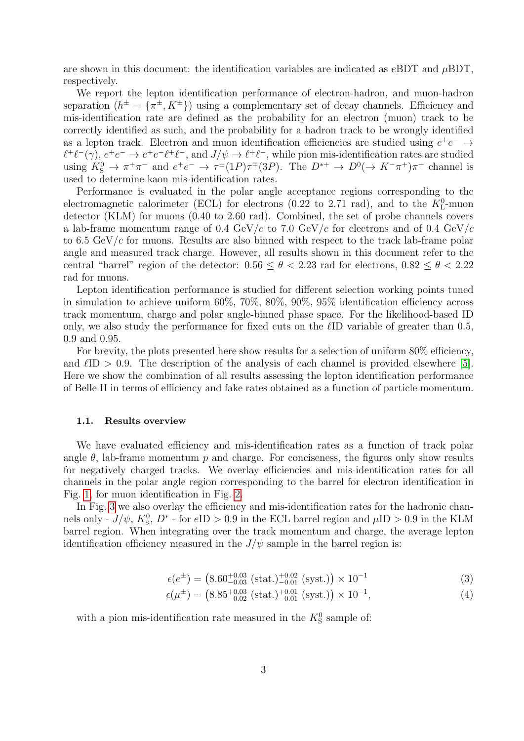are shown in this document: the identification variables are indicated as $e$BDT and $\mu$BDT, respectively.

We report the lepton identification performance of electron-hadron, and muon-hadron separation ($h^{\pm} = \{\pi^{\pm}, K^{\pm}\}$) using a complementary set of decay channels. Efficiency and mis-identification rate are defined as the probability for an electron (muon) track to be correctly identified as such, and the probability for a hadron track to be wrongly identified as a lepton track. Electron and muon identification efficiencies are studied using $e^+e^- \to \ell^+\ell^-(\gamma)$, $e^+e^- \to e^+e^-\ell^+\ell^-$, and $J/\psi \to \ell^+\ell^-$, while pion mis-identification rates are studied using $K^0_S \to \pi^+\pi^-$ and $e^+e^- \to \tau^{\pm}(1P)\tau^{\mp}(3P)$. The $D^{*+} \to D^0(\to K^-\pi^+)\pi^+$ channel is used to determine kaon mis-identification rates.

Performance is evaluated in the polar angle acceptance regions corresponding to the electromagnetic calorimeter (ECL) for electrons (0.22 to 2.71 rad), and to the $K^0_L$-muon detector (KLM) for muons (0.40 to 2.60 rad). Combined, the set of probe channels covers a lab-frame momentum range of 0.4 GeV/$c$ to 7.0 GeV/$c$ for electrons and of 0.4 GeV/$c$ to 6.5 GeV/$c$ for muons. Results are also binned with respect to the track lab-frame polar angle and measured track charge. However, all results shown in this document refer to the central "barrel" region of the detector: $0.56 \leq \theta < 2.23$ rad for electrons, $0.82 \leq \theta < 2.22$ rad for muons.

Lepton identification performance is studied for different selection working points tuned in simulation to achieve uniform 60%, 70%, 80%, 90%, 95% identification efficiency across track momentum, charge and polar angle-binned phase space. For the likelihood-based ID only, we also study the performance for fixed cuts on the $\ell$ID variable of greater than 0.5, 0.9 and 0.95.

For brevity, the plots presented here show results for a selection of uniform 80% efficiency, and $\ell$ID > 0.9. The description of the analysis of each channel is provided elsewhere [5]. Here we show the combination of all results assessing the lepton identification performance of Belle II in terms of efficiency and fake rates obtained as a function of particle momentum.

### 1.1. Results overview

We have evaluated efficiency and mis-identification rates as a function of track polar angle $\theta$, lab-frame momentum $p$ and charge. For conciseness, the figures only show results for negatively charged tracks. We overlay efficiencies and mis-identification rates for all channels in the polar angle region corresponding to the barrel for electron identification in Fig. 1, for muon identification in Fig. 2.

In Fig. 3 we also overlay the efficiency and mis-identification rates for the hadronic channels only - $J/\psi$, $K^0_s$, $D^*$ - for $e$ID > 0.9 in the ECL barrel region and $\mu$ID > 0.9 in the KLM barrel region. When integrating over the track momentum and charge, the average lepton identification efficiency measured in the $J/\psi$ sample in the barrel region is:

$$\epsilon(e^{\pm}) = \left(8.60^{+0.03}_{-0.03}\ (\text{stat.})^{+0.02}_{-0.01}\ (\text{syst.})\right) \times 10^{-1} \tag{3}$$

$$\epsilon(\mu^{\pm}) = \left(8.85^{+0.03}_{-0.02}\ (\text{stat.})^{+0.01}_{-0.01}\ (\text{syst.})\right) \times 10^{-1}, \tag{4}$$

with a pion mis-identification rate measured in the $K^0_S$ sample of: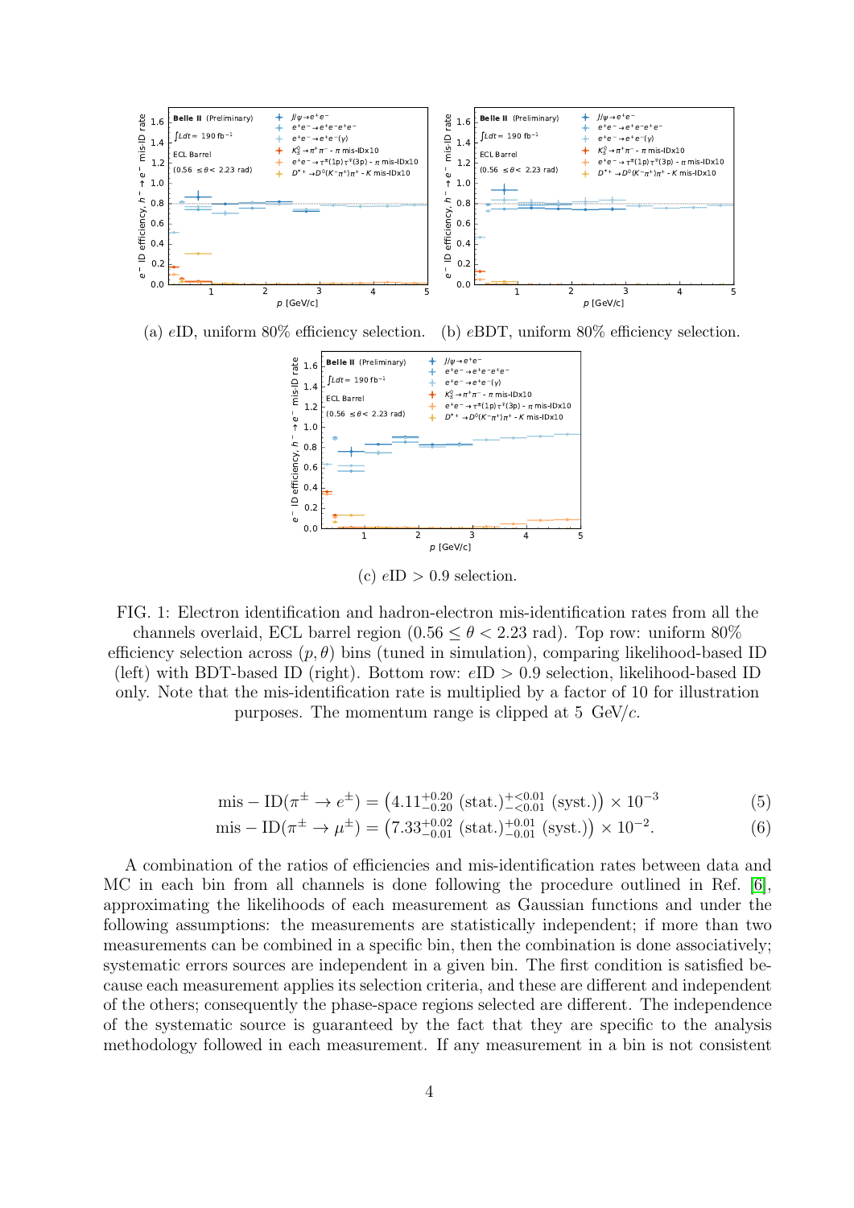(a) $e$ID, uniform 80% efficiency selection. (b) $e$BDT, uniform 80% efficiency selection.

(c) $e$ID $> 0.9$ selection.

FIG. 1: Electron identification and hadron-electron mis-identification rates from all the channels overlaid, ECL barrel region ($0.56 \leq \theta < 2.23$ rad). Top row: uniform 80% efficiency selection across $(p, \theta)$ bins (tuned in simulation), comparing likelihood-based ID (left) with BDT-based ID (right). Bottom row: $e$ID $> 0.9$ selection, likelihood-based ID only. Note that the mis-identification rate is multiplied by a factor of 10 for illustration purposes. The momentum range is clipped at 5 GeV/$c$.

$$\mathrm{mis-ID}(\pi^{\pm} \rightarrow e^{\pm}) = \left(4.11^{+0.20}_{-0.20}\ (\mathrm{stat.})^{+<0.01}_{-<0.01}\ (\mathrm{syst.})\right) \times 10^{-3} \tag{5}$$

$$\mathrm{mis-ID}(\pi^{\pm} \rightarrow \mu^{\pm}) = \left(7.33^{+0.02}_{-0.01}\ (\mathrm{stat.})^{+0.01}_{-0.01}\ (\mathrm{syst.})\right) \times 10^{-2}. \tag{6}$$

A combination of the ratios of efficiencies and mis-identification rates between data and MC in each bin from all channels is done following the procedure outlined in Ref. [6], approximating the likelihoods of each measurement as Gaussian functions and under the following assumptions: the measurements are statistically independent; if more than two measurements can be combined in a specific bin, then the combination is done associatively; systematic errors sources are independent in a given bin. The first condition is satisfied because each measurement applies its selection criteria, and these are different and independent of the others; consequently the phase-space regions selected are different. The independence of the systematic source is guaranteed by the fact that they are specific to the analysis methodology followed in each measurement. If any measurement in a bin is not consistent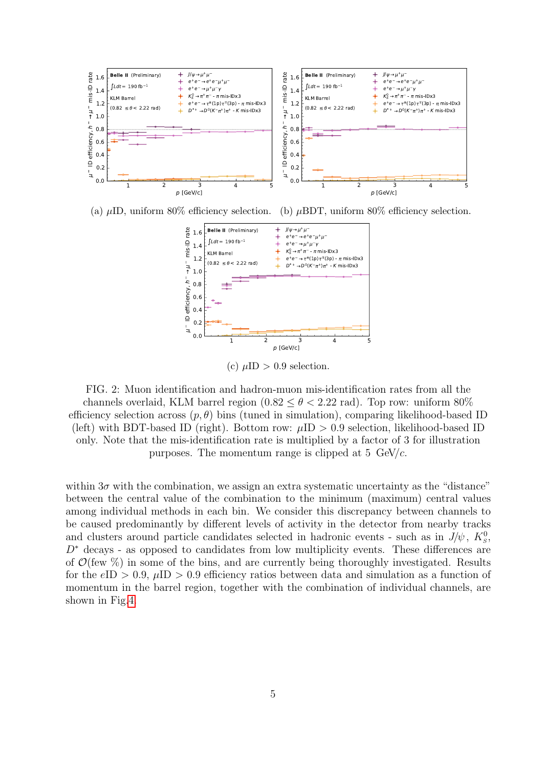(a) $\mu$ID, uniform 80% efficiency selection.

(b) $\mu$BDT, uniform 80% efficiency selection.

(c) $\mu$ID > 0.9 selection.

FIG. 2: Muon identification and hadron-muon mis-identification rates from all the channels overlaid, KLM barrel region ($0.82 \leq \theta < 2.22$ rad). Top row: uniform 80% efficiency selection across $(p, \theta)$ bins (tuned in simulation), comparing likelihood-based ID (left) with BDT-based ID (right). Bottom row: $\mu$ID > 0.9 selection, likelihood-based ID only. Note that the mis-identification rate is multiplied by a factor of 3 for illustration purposes. The momentum range is clipped at 5 GeV/$c$.

within $3\sigma$ with the combination, we assign an extra systematic uncertainty as the "distance" between the central value of the combination to the minimum (maximum) central values among individual methods in each bin. We consider this discrepancy between channels to be caused predominantly by different levels of activity in the detector from nearby tracks and clusters around particle candidates selected in hadronic events - such as in $J/\psi$, $K_S^0$, $D^*$ decays - as opposed to candidates from low multiplicity events. These differences are of $\mathcal{O}$(few %) in some of the bins, and are currently being thoroughly investigated. Results for the $e$ID > 0.9, $\mu$ID > 0.9 efficiency ratios between data and simulation as a function of momentum in the barrel region, together with the combination of individual channels, are shown in Fig.4.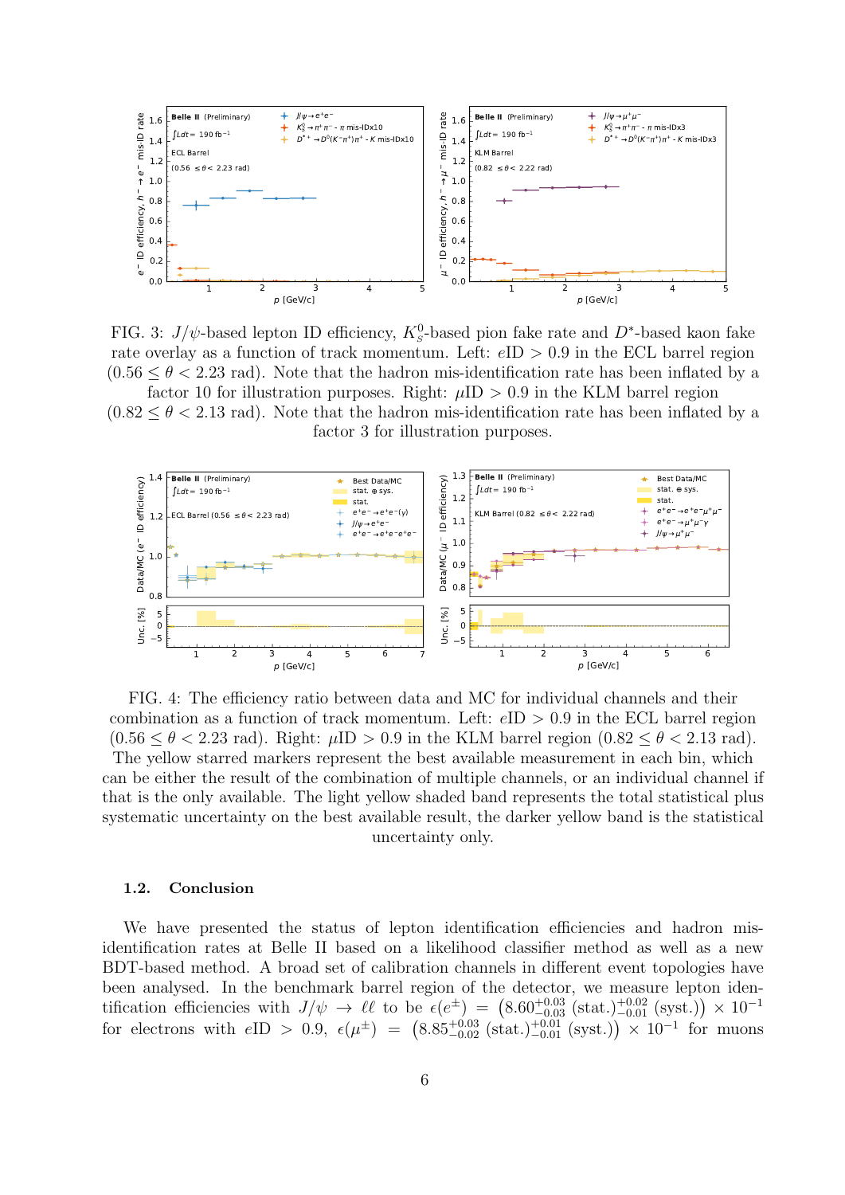FIG. 3: $J/\psi$-based lepton ID efficiency, $K_S^0$-based pion fake rate and $D^*$-based kaon fake rate overlay as a function of track momentum. Left: $e$ID $> 0.9$ in the ECL barrel region ($0.56 \leq \theta < 2.23$ rad). Note that the hadron mis-identification rate has been inflated by a factor 10 for illustration purposes. Right: $\mu$ID $> 0.9$ in the KLM barrel region ($0.82 \leq \theta < 2.13$ rad). Note that the hadron mis-identification rate has been inflated by a factor 3 for illustration purposes.

FIG. 4: The efficiency ratio between data and MC for individual channels and their combination as a function of track momentum. Left: $e$ID $> 0.9$ in the ECL barrel region ($0.56 \leq \theta < 2.23$ rad). Right: $\mu$ID $> 0.9$ in the KLM barrel region ($0.82 \leq \theta < 2.13$ rad). The yellow starred markers represent the best available measurement in each bin, which can be either the result of the combination of multiple channels, or an individual channel if that is the only available. The light yellow shaded band represents the total statistical plus systematic uncertainty on the best available result, the darker yellow band is the statistical uncertainty only.

### 1.2. Conclusion

We have presented the status of lepton identification efficiencies and hadron mis-identification rates at Belle II based on a likelihood classifier method as well as a new BDT-based method. A broad set of calibration channels in different event topologies have been analysed. In the benchmark barrel region of the detector, we measure lepton identification efficiencies with $J/\psi \to \ell\ell$ to be $\epsilon(e^{\pm}) = \left(8.60^{+0.03}_{-0.03}\,(\text{stat.})^{+0.02}_{-0.01}\,(\text{syst.})\right) \times 10^{-1}$ for electrons with $e\text{ID} > 0.9$, $\epsilon(\mu^{\pm}) = \left(8.85^{+0.03}_{-0.02}\,(\text{stat.})^{+0.01}_{-0.01}\,(\text{syst.})\right) \times 10^{-1}$ for muons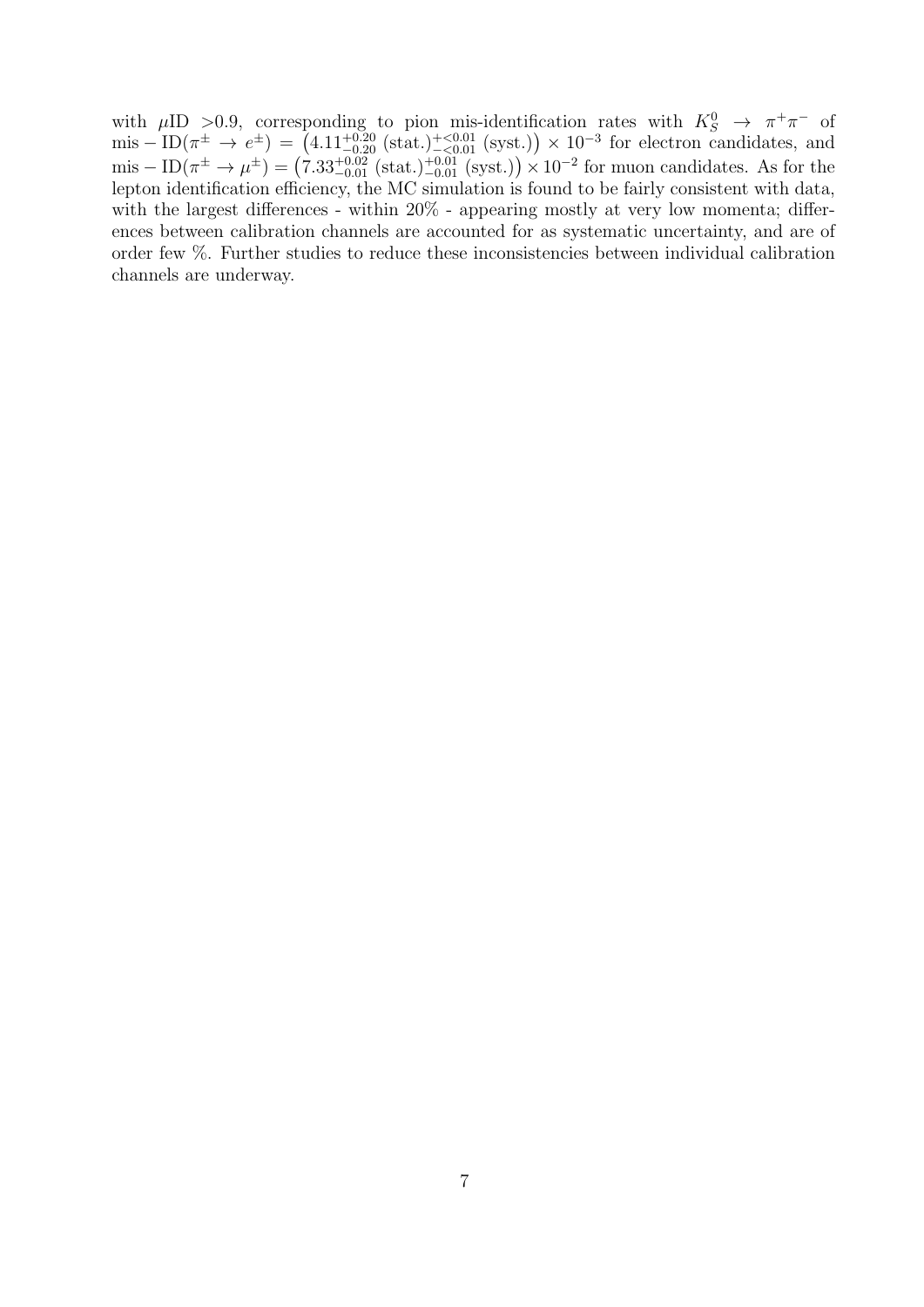with $\mu$ID >0.9, corresponding to pion mis-identification rates with $K_S^0 \rightarrow \pi^+\pi^-$ of $\mathrm{mis-ID}(\pi^\pm \rightarrow e^\pm) = \left(4.11^{+0.20}_{-0.20}\ (\mathrm{stat.})^{+<0.01}_{-<0.01}\ (\mathrm{syst.})\right) \times 10^{-3}$ for electron candidates, and $\mathrm{mis-ID}(\pi^\pm \rightarrow \mu^\pm) = \left(7.33^{+0.02}_{-0.01}\ (\mathrm{stat.})^{+0.01}_{-0.01}\ (\mathrm{syst.})\right) \times 10^{-2}$ for muon candidates. As for the lepton identification efficiency, the MC simulation is found to be fairly consistent with data, with the largest differences - within 20% - appearing mostly at very low momenta; differences between calibration channels are accounted for as systematic uncertainty, and are of order few %. Further studies to reduce these inconsistencies between individual calibration channels are underway.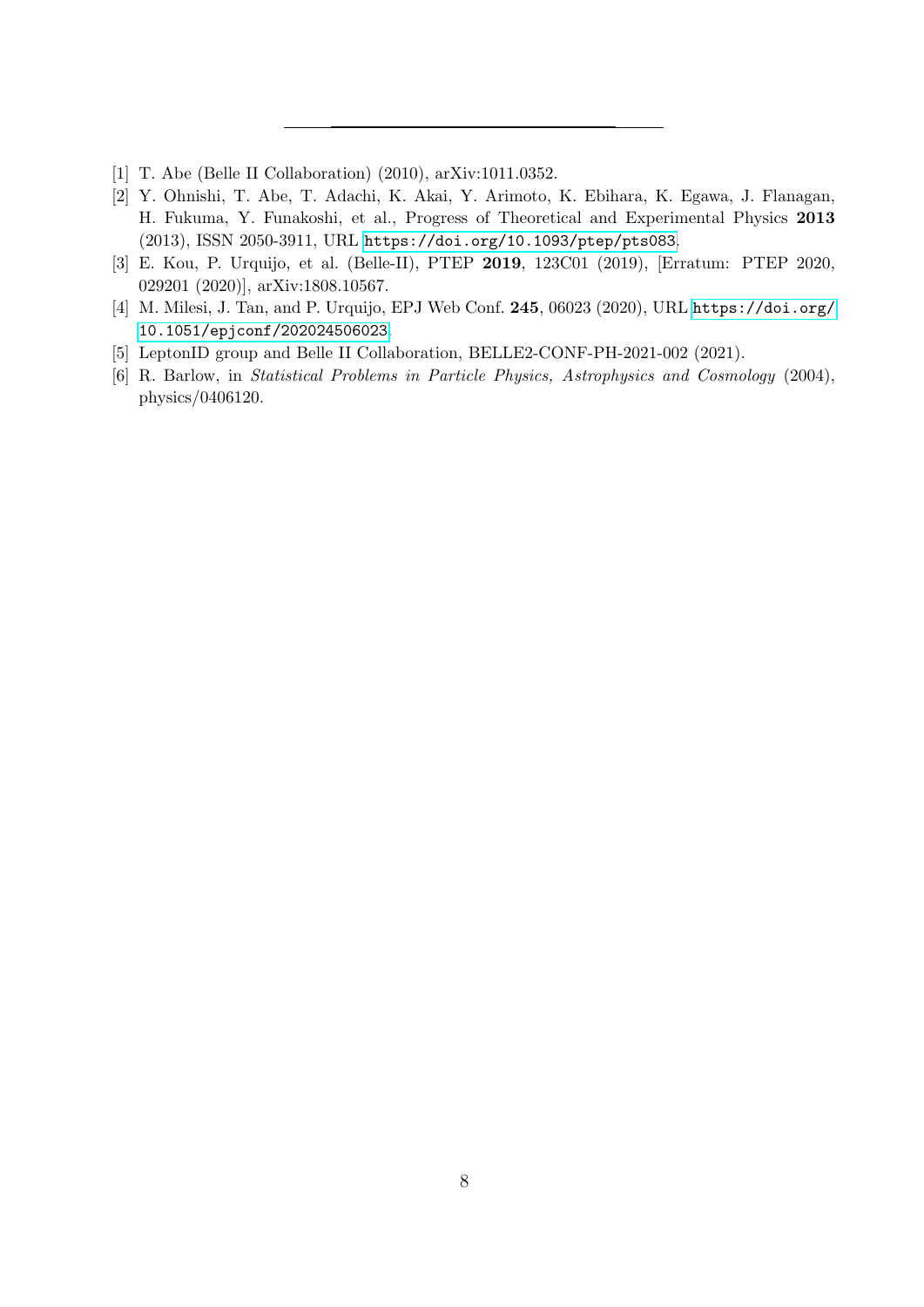[1] T. Abe (Belle II Collaboration) (2010), arXiv:1011.0352.

[2] Y. Ohnishi, T. Abe, T. Adachi, K. Akai, Y. Arimoto, K. Ebihara, K. Egawa, J. Flanagan, H. Fukuma, Y. Funakoshi, et al., Progress of Theoretical and Experimental Physics **2013** (2013), ISSN 2050-3911, URL https://doi.org/10.1093/ptep/pts083.

[3] E. Kou, P. Urquijo, et al. (Belle-II), PTEP **2019**, 123C01 (2019), [Erratum: PTEP 2020, 029201 (2020)], arXiv:1808.10567.

[4] M. Milesi, J. Tan, and P. Urquijo, EPJ Web Conf. **245**, 06023 (2020), URL https://doi.org/10.1051/epjconf/202024506023.

[5] LeptonID group and Belle II Collaboration, BELLE2-CONF-PH-2021-002 (2021).

[6] R. Barlow, in *Statistical Problems in Particle Physics, Astrophysics and Cosmology* (2004), physics/0406120.